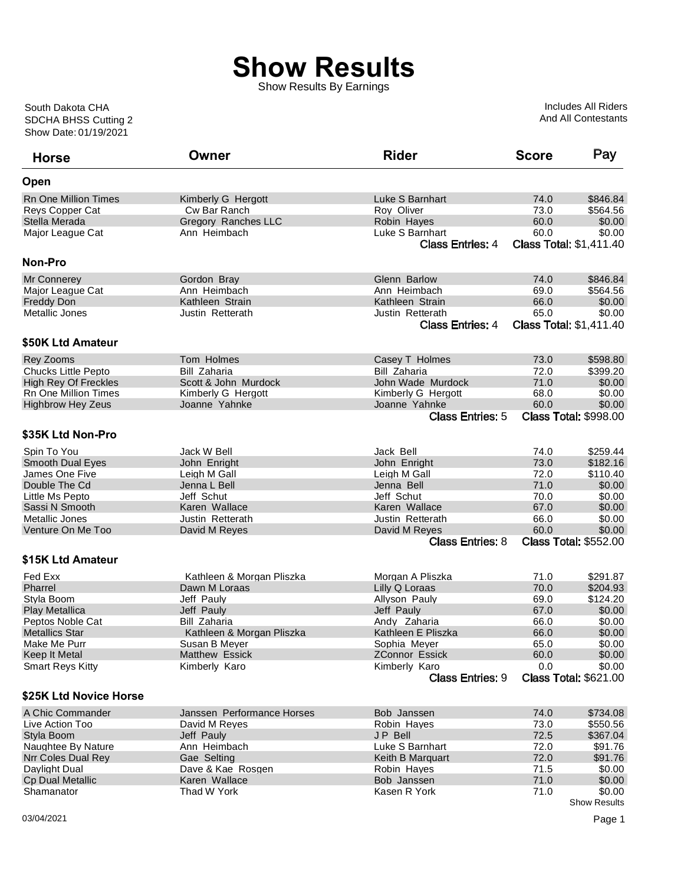# Show Results

Show Results By Earnings

South Dakota CHA
SDCHA BHSS Cutting 2
Show Date: 01/19/2021

Includes All Riders
And All Contestants

| Horse | Owner | Rider | Score | Pay |
|---|---|---|---|---|
| **Open** | | | | |
| Rn One Million Times | Kimberly G Hergott | Luke S Barnhart | 74.0 | $846.84 |
| Reys Copper Cat | Cw Bar Ranch | Roy Oliver | 73.0 | $564.56 |
| Stella Merada | Gregory Ranches LLC | Robin Hayes | 60.0 | $0.00 |
| Major League Cat | Ann Heimbach | Luke S Barnhart | 60.0 | $0.00 |
| | | Class Entries: 4 | Class Total: | $1,411.40 |
| **Non-Pro** | | | | |
| Mr Connerey | Gordon Bray | Glenn Barlow | 74.0 | $846.84 |
| Major League Cat | Ann Heimbach | Ann Heimbach | 69.0 | $564.56 |
| Freddy Don | Kathleen Strain | Kathleen Strain | 66.0 | $0.00 |
| Metallic Jones | Justin Retterath | Justin Retterath | 65.0 | $0.00 |
| | | Class Entries: 4 | Class Total: | $1,411.40 |
| **$50K Ltd Amateur** | | | | |
| Rey Zooms | Tom Holmes | Casey T Holmes | 73.0 | $598.80 |
| Chucks Little Pepto | Bill Zaharia | Bill Zaharia | 72.0 | $399.20 |
| High Rey Of Freckles | Scott & John Murdock | John Wade Murdock | 71.0 | $0.00 |
| Rn One Million Times | Kimberly G Hergott | Kimberly G Hergott | 68.0 | $0.00 |
| Highbrow Hey Zeus | Joanne Yahnke | Joanne Yahnke | 60.0 | $0.00 |
| | | Class Entries: 5 | Class Total: | $998.00 |
| **$35K Ltd Non-Pro** | | | | |
| Spin To You | Jack W Bell | Jack Bell | 74.0 | $259.44 |
| Smooth Dual Eyes | John Enright | John Enright | 73.0 | $182.16 |
| James One Five | Leigh M Gall | Leigh M Gall | 72.0 | $110.40 |
| Double The Cd | Jenna L Bell | Jenna Bell | 71.0 | $0.00 |
| Little Ms Pepto | Jeff Schut | Jeff Schut | 70.0 | $0.00 |
| Sassi N Smooth | Karen Wallace | Karen Wallace | 67.0 | $0.00 |
| Metallic Jones | Justin Retterath | Justin Retterath | 66.0 | $0.00 |
| Venture On Me Too | David M Reyes | David M Reyes | 60.0 | $0.00 |
| | | Class Entries: 8 | Class Total: | $552.00 |
| **$15K Ltd Amateur** | | | | |
| Fed Exx | Kathleen & Morgan Pliszka | Morgan A Pliszka | 71.0 | $291.87 |
| Pharrel | Dawn M Loraas | Lilly Q Loraas | 70.0 | $204.93 |
| Styla Boom | Jeff Pauly | Allyson Pauly | 69.0 | $124.20 |
| Play Metallica | Jeff Pauly | Jeff Pauly | 67.0 | $0.00 |
| Peptos Noble Cat | Bill Zaharia | Andy Zaharia | 66.0 | $0.00 |
| Metallics Star | Kathleen & Morgan Pliszka | Kathleen E Pliszka | 66.0 | $0.00 |
| Make Me Purr | Susan B Meyer | Sophia Meyer | 65.0 | $0.00 |
| Keep It Metal | Matthew Essick | ZConnor Essick | 60.0 | $0.00 |
| Smart Reys Kitty | Kimberly Karo | Kimberly Karo | 0.0 | $0.00 |
| | | Class Entries: 9 | Class Total: | $621.00 |
| **$25K Ltd Novice Horse** | | | | |
| A Chic Commander | Janssen Performance Horses | Bob Janssen | 74.0 | $734.08 |
| Live Action Too | David M Reyes | Robin Hayes | 73.0 | $550.56 |
| Styla Boom | Jeff Pauly | J P Bell | 72.5 | $367.04 |
| Naughtee By Nature | Ann Heimbach | Luke S Barnhart | 72.0 | $91.76 |
| Nrr Coles Dual Rey | Gae Selting | Keith B Marquart | 72.0 | $91.76 |
| Daylight Dual | Dave & Kae Rosgen | Robin Hayes | 71.5 | $0.00 |
| Cp Dual Metallic | Karen Wallace | Bob Janssen | 71.0 | $0.00 |
| Shamanator | Thad W York | Kasen R York | 71.0 | $0.00 |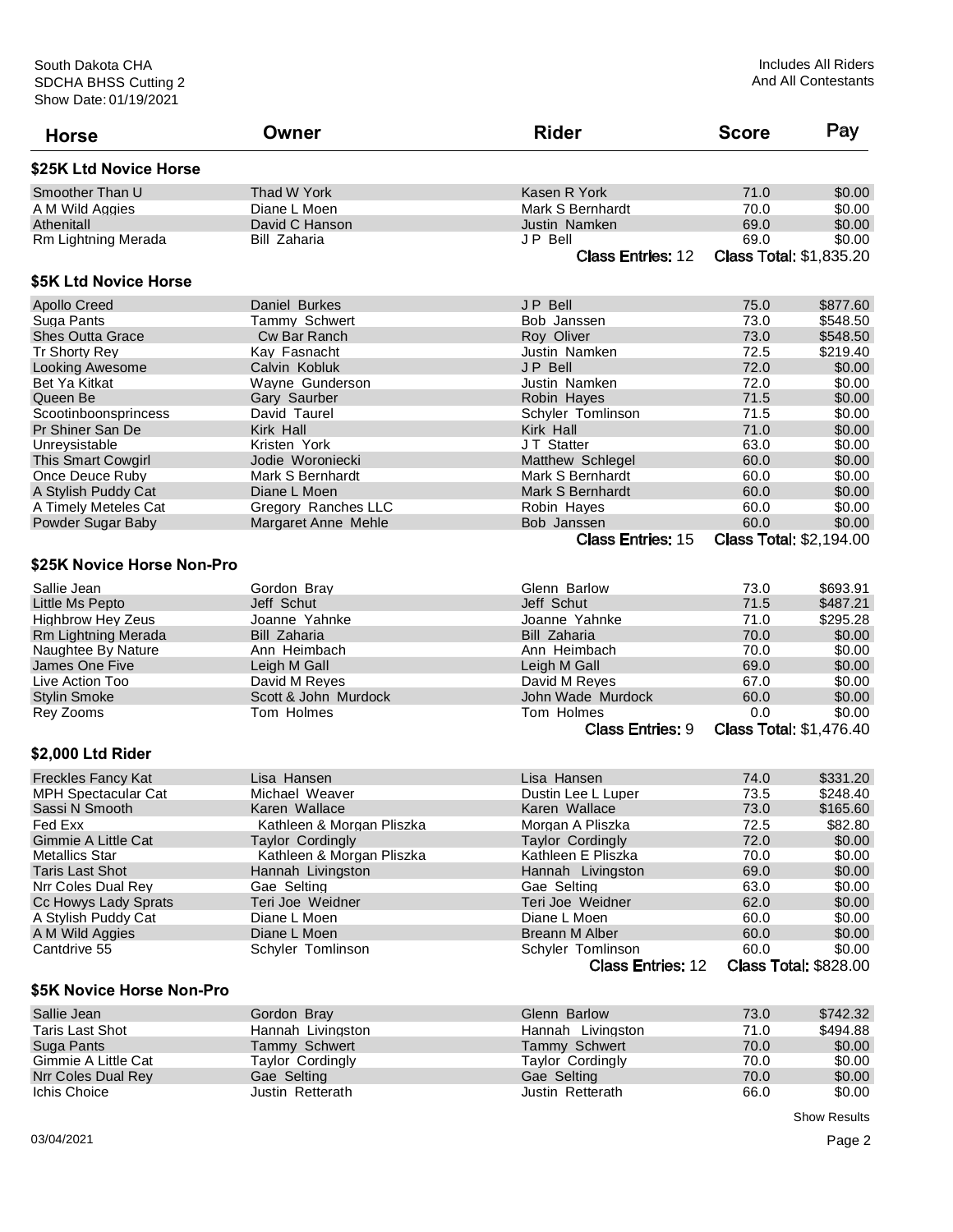South Dakota CHA
SDCHA BHSS Cutting 2
Show Date: 01/19/2021

Includes All Riders
And All Contestants

| Horse | Owner | Rider | Score | Pay |
|---|---|---|---|---|

### $25K Ltd Novice Horse

| Horse | Owner | Rider | Score | Pay |
|---|---|---|---|---|
| Smoother Than U | Thad W York | Kasen R York | 71.0 | $0.00 |
| A M Wild Aggies | Diane L Moen | Mark S Bernhardt | 70.0 | $0.00 |
| Athenitall | David C Hanson | Justin Namken | 69.0 | $0.00 |
| Rm Lightning Merada | Bill Zaharia | J P Bell | 69.0 | $0.00 |

**Class Entries:** 12 **Class Total:** $1,835.20

### $5K Ltd Novice Horse

| Horse | Owner | Rider | Score | Pay |
|---|---|---|---|---|
| Apollo Creed | Daniel Burkes | J P Bell | 75.0 | $877.60 |
| Suga Pants | Tammy Schwert | Bob Janssen | 73.0 | $548.50 |
| Shes Outta Grace | Cw Bar Ranch | Roy Oliver | 73.0 | $548.50 |
| Tr Shorty Rey | Kay Fasnacht | Justin Namken | 72.5 | $219.40 |
| Looking Awesome | Calvin Kobluk | J P Bell | 72.0 | $0.00 |
| Bet Ya Kitkat | Wayne Gunderson | Justin Namken | 72.0 | $0.00 |
| Queen Be | Gary Saurber | Robin Hayes | 71.5 | $0.00 |
| Scootinboonsprincess | David Taurel | Schyler Tomlinson | 71.5 | $0.00 |
| Pr Shiner San De | Kirk Hall | Kirk Hall | 71.0 | $0.00 |
| Unreysistable | Kristen York | J T Statter | 63.0 | $0.00 |
| This Smart Cowgirl | Jodie Woroniecki | Matthew Schlegel | 60.0 | $0.00 |
| Once Deuce Ruby | Mark S Bernhardt | Mark S Bernhardt | 60.0 | $0.00 |
| A Stylish Puddy Cat | Diane L Moen | Mark S Bernhardt | 60.0 | $0.00 |
| A Timely Meteles Cat | Gregory Ranches LLC | Robin Hayes | 60.0 | $0.00 |
| Powder Sugar Baby | Margaret Anne Mehle | Bob Janssen | 60.0 | $0.00 |

**Class Entries:** 15 **Class Total:** $2,194.00

### $25K Novice Horse Non-Pro

| Horse | Owner | Rider | Score | Pay |
|---|---|---|---|---|
| Sallie Jean | Gordon Bray | Glenn Barlow | 73.0 | $693.91 |
| Little Ms Pepto | Jeff Schut | Jeff Schut | 71.5 | $487.21 |
| Highbrow Hey Zeus | Joanne Yahnke | Joanne Yahnke | 71.0 | $295.28 |
| Rm Lightning Merada | Bill Zaharia | Bill Zaharia | 70.0 | $0.00 |
| Naughtee By Nature | Ann Heimbach | Ann Heimbach | 70.0 | $0.00 |
| James One Five | Leigh M Gall | Leigh M Gall | 69.0 | $0.00 |
| Live Action Too | David M Reyes | David M Reyes | 67.0 | $0.00 |
| Stylin Smoke | Scott & John Murdock | John Wade Murdock | 60.0 | $0.00 |
| Rey Zooms | Tom Holmes | Tom Holmes | 0.0 | $0.00 |

**Class Entries:** 9 **Class Total:** $1,476.40

### $2,000 Ltd Rider

| Horse | Owner | Rider | Score | Pay |
|---|---|---|---|---|
| Freckles Fancy Kat | Lisa Hansen | Lisa Hansen | 74.0 | $331.20 |
| MPH Spectacular Cat | Michael Weaver | Dustin Lee L Luper | 73.5 | $248.40 |
| Sassi N Smooth | Karen Wallace | Karen Wallace | 73.0 | $165.60 |
| Fed Exx | Kathleen & Morgan Pliszka | Morgan A Pliszka | 72.5 | $82.80 |
| Gimmie A Little Cat | Taylor Cordingly | Taylor Cordingly | 72.0 | $0.00 |
| Metallics Star | Kathleen & Morgan Pliszka | Kathleen E Pliszka | 70.0 | $0.00 |
| Taris Last Shot | Hannah Livingston | Hannah Livingston | 69.0 | $0.00 |
| Nrr Coles Dual Rey | Gae Selting | Gae Selting | 63.0 | $0.00 |
| Cc Howys Lady Sprats | Teri Joe Weidner | Teri Joe Weidner | 62.0 | $0.00 |
| A Stylish Puddy Cat | Diane L Moen | Diane L Moen | 60.0 | $0.00 |
| A M Wild Aggies | Diane L Moen | Breann M Alber | 60.0 | $0.00 |
| Cantdrive 55 | Schyler Tomlinson | Schyler Tomlinson | 60.0 | $0.00 |

**Class Entries:** 12 **Class Total:** $828.00

### $5K Novice Horse Non-Pro

| Horse | Owner | Rider | Score | Pay |
|---|---|---|---|---|
| Sallie Jean | Gordon Bray | Glenn Barlow | 73.0 | $742.32 |
| Taris Last Shot | Hannah Livingston | Hannah Livingston | 71.0 | $494.88 |
| Suga Pants | Tammy Schwert | Tammy Schwert | 70.0 | $0.00 |
| Gimmie A Little Cat | Taylor Cordingly | Taylor Cordingly | 70.0 | $0.00 |
| Nrr Coles Dual Rey | Gae Selting | Gae Selting | 70.0 | $0.00 |
| Ichis Choice | Justin Retterath | Justin Retterath | 66.0 | $0.00 |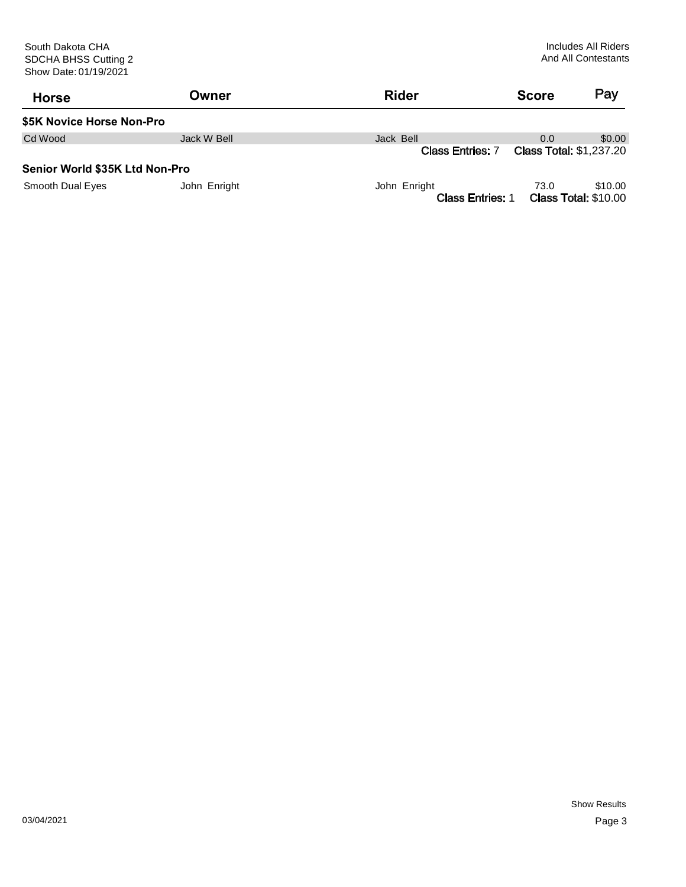South Dakota CHA
SDCHA BHSS Cutting 2
Show Date: 01/19/2021

Includes All Riders
And All Contestants

| Horse | Owner | Rider | Score | Pay |
|---|---|---|---|---|
| **$5K Novice Horse Non-Pro** | | | | |
| Cd Wood | Jack W Bell | Jack Bell | 0.0 | $0.00 |
| | | **Class Entries:** 7 | **Class Total:** $1,237.20 | |
| **Senior World $35K Ltd Non-Pro** | | | | |
| Smooth Dual Eyes | John Enright | John Enright | 73.0 | $10.00 |
| | | **Class Entries:** 1 | **Class Total:** $10.00 | |

Show Results

03/04/2021